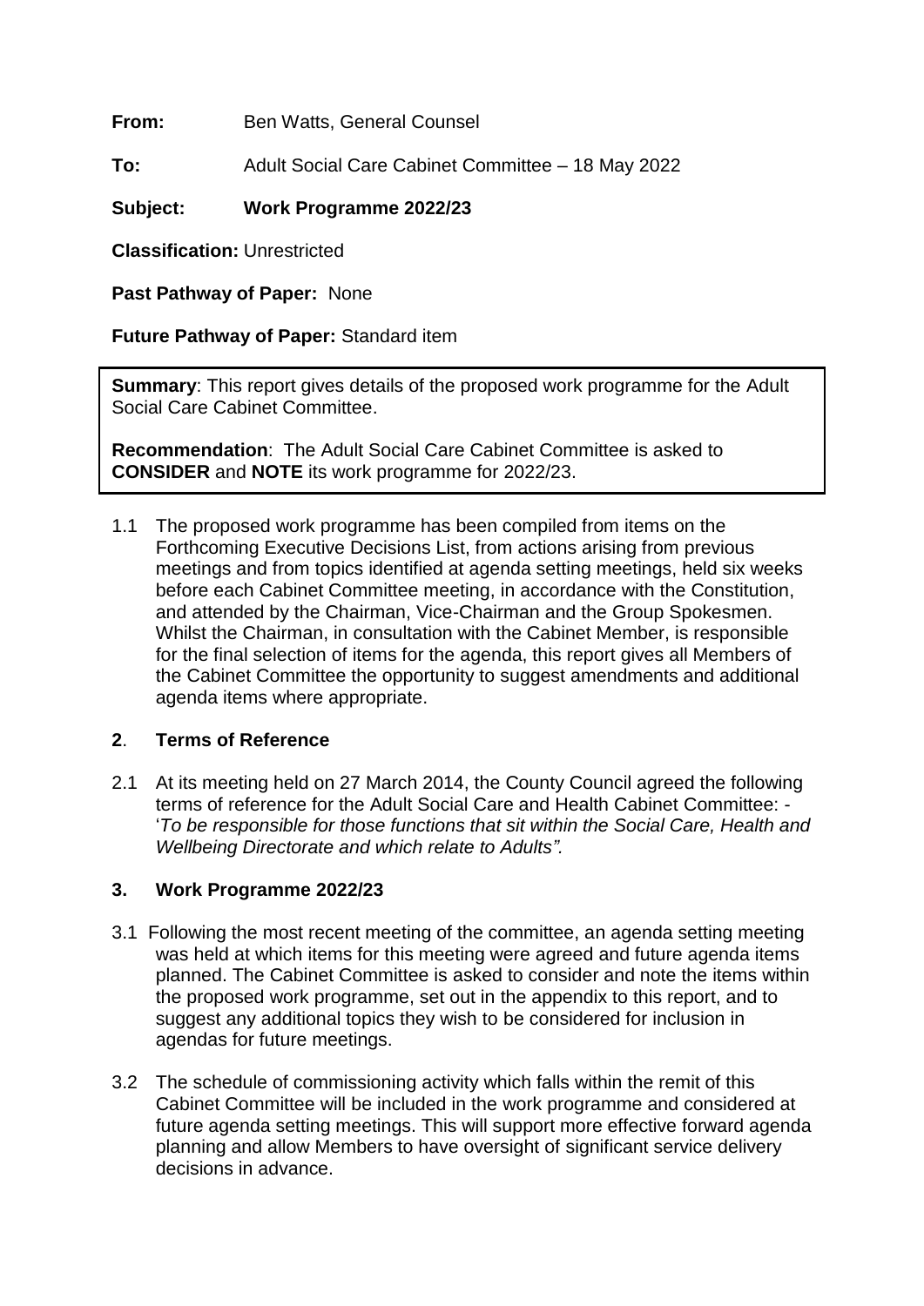**From:** Ben Watts, General Counsel

**To:** Adult Social Care Cabinet Committee – 18 May 2022

**Subject: Work Programme 2022/23**

**Classification:** Unrestricted

**Past Pathway of Paper:** None

**Future Pathway of Paper:** Standard item

**Summary**: This report gives details of the proposed work programme for the Adult Social Care Cabinet Committee.

**Recommendation**: The Adult Social Care Cabinet Committee is asked to **CONSIDER** and **NOTE** its work programme for 2022/23.

1.1 The proposed work programme has been compiled from items on the Forthcoming Executive Decisions List, from actions arising from previous meetings and from topics identified at agenda setting meetings, held six weeks before each Cabinet Committee meeting, in accordance with the Constitution, and attended by the Chairman, Vice-Chairman and the Group Spokesmen. Whilst the Chairman, in consultation with the Cabinet Member, is responsible for the final selection of items for the agenda, this report gives all Members of the Cabinet Committee the opportunity to suggest amendments and additional agenda items where appropriate.

## 2. Terms of Reference

2.1 At its meeting held on 27 March 2014, the County Council agreed the following terms of reference for the Adult Social Care and Health Cabinet Committee: - '*To be responsible for those functions that sit within the Social Care, Health and Wellbeing Directorate and which relate to Adults".*

## 3. Work Programme 2022/23

3.1 Following the most recent meeting of the committee, an agenda setting meeting was held at which items for this meeting were agreed and future agenda items planned. The Cabinet Committee is asked to consider and note the items within the proposed work programme, set out in the appendix to this report, and to suggest any additional topics they wish to be considered for inclusion in agendas for future meetings.

3.2 The schedule of commissioning activity which falls within the remit of this Cabinet Committee will be included in the work programme and considered at future agenda setting meetings. This will support more effective forward agenda planning and allow Members to have oversight of significant service delivery decisions in advance.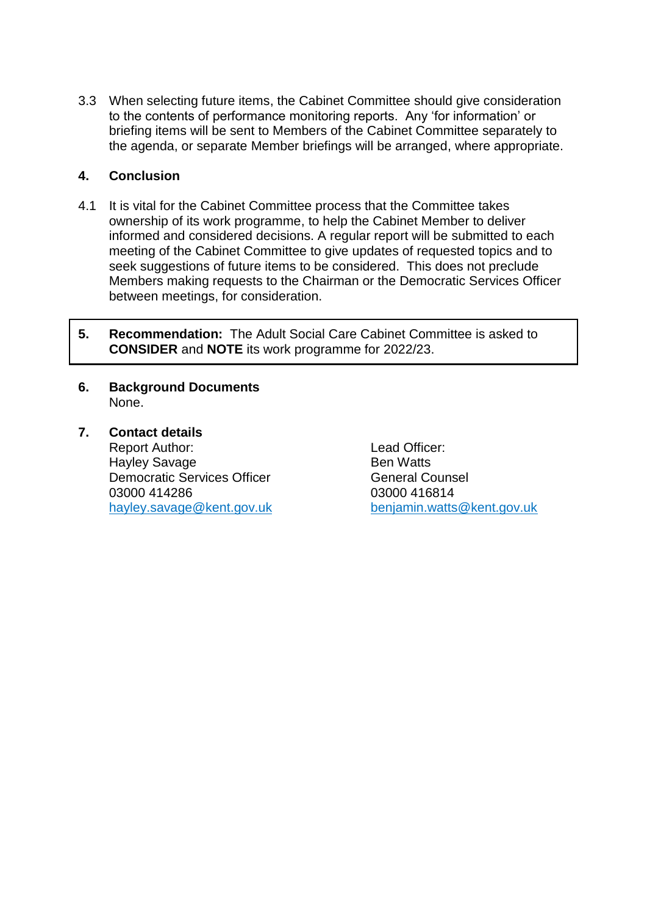3.3 When selecting future items, the Cabinet Committee should give consideration to the contents of performance monitoring reports. Any 'for information' or briefing items will be sent to Members of the Cabinet Committee separately to the agenda, or separate Member briefings will be arranged, where appropriate.

## 4. Conclusion

4.1 It is vital for the Cabinet Committee process that the Committee takes ownership of its work programme, to help the Cabinet Member to deliver informed and considered decisions. A regular report will be submitted to each meeting of the Cabinet Committee to give updates of requested topics and to seek suggestions of future items to be considered. This does not preclude Members making requests to the Chairman or the Democratic Services Officer between meetings, for consideration.

**5. Recommendation:** The Adult Social Care Cabinet Committee is asked to **CONSIDER** and **NOTE** its work programme for 2022/23.

## 6. Background Documents

None.

## 7. Contact details

Report Author:
Hayley Savage
Democratic Services Officer
03000 414286
hayley.savage@kent.gov.uk

Lead Officer:
Ben Watts
General Counsel
03000 416814
benjamin.watts@kent.gov.uk